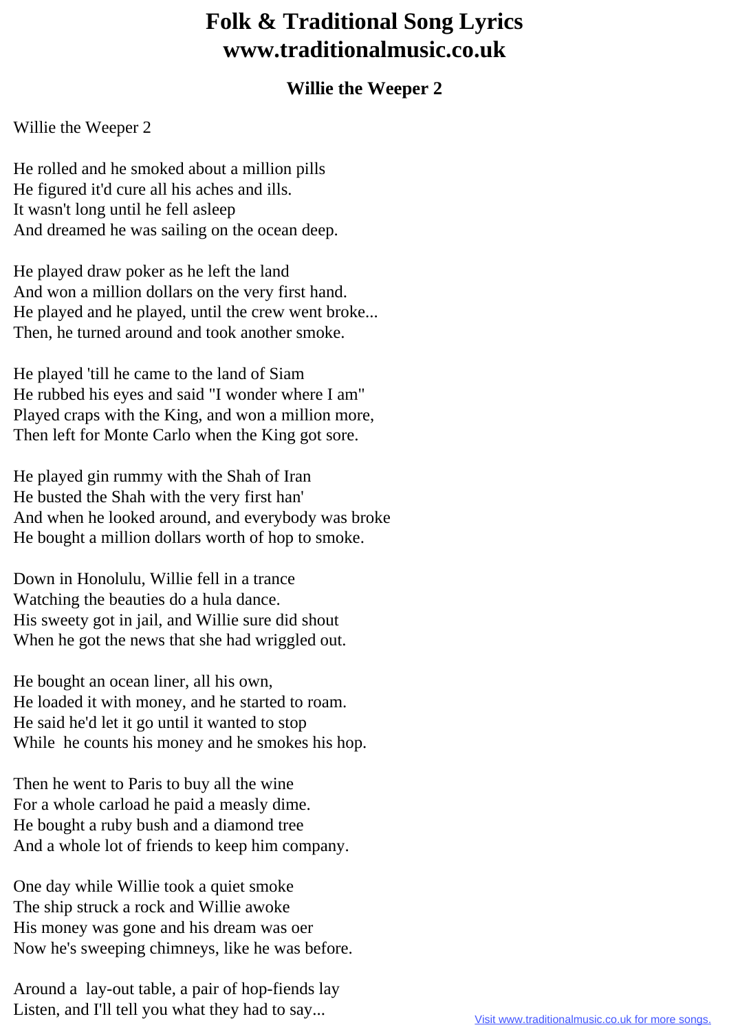# Folk & Traditional Song Lyrics
# www.traditionalmusic.co.uk

### Willie the Weeper 2

Willie the Weeper 2

He rolled and he smoked about a million pills
He figured it'd cure all his aches and ills.
It wasn't long until he fell asleep
And dreamed he was sailing on the ocean deep.

He played draw poker as he left the land
And won a million dollars on the very first hand.
He played and he played, until the crew went broke...
Then, he turned around and took another smoke.

He played 'till he came to the land of Siam
He rubbed his eyes and said "I wonder where I am"
Played craps with the King, and won a million more,
Then left for Monte Carlo when the King got sore.

He played gin rummy with the Shah of Iran
He busted the Shah with the very first han'
And when he looked around, and everybody was broke
He bought a million dollars worth of hop to smoke.

Down in Honolulu, Willie fell in a trance
Watching the beauties do a hula dance.
His sweety got in jail, and Willie sure did shout
When he got the news that she had wriggled out.

He bought an ocean liner, all his own,
He loaded it with money, and he started to roam.
He said he'd let it go until it wanted to stop
While he counts his money and he smokes his hop.

Then he went to Paris to buy all the wine
For a whole carload he paid a measly dime.
He bought a ruby bush and a diamond tree
And a whole lot of friends to keep him company.

One day while Willie took a quiet smoke
The ship struck a rock and Willie awoke
His money was gone and his dream was oer
Now he's sweeping chimneys, like he was before.

Around a lay-out table, a pair of hop-fiends lay
Listen, and I'll tell you what they had to say...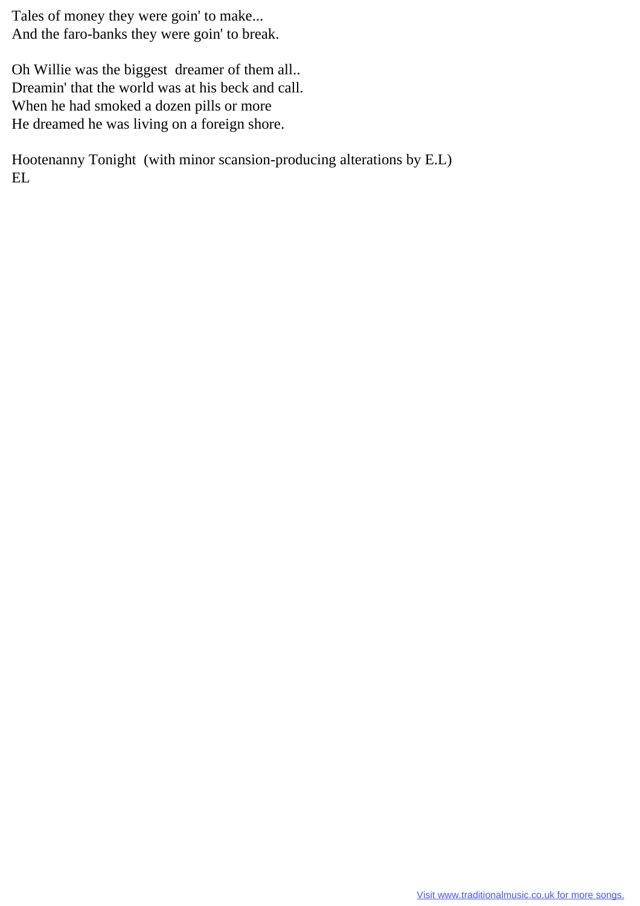Tales of money they were goin' to make...
And the faro-banks they were goin' to break.

Oh Willie was the biggest dreamer of them all..
Dreamin' that the world was at his beck and call.
When he had smoked a dozen pills or more
He dreamed he was living on a foreign shore.

Hootenanny Tonight (with minor scansion-producing alterations by E.L)
EL